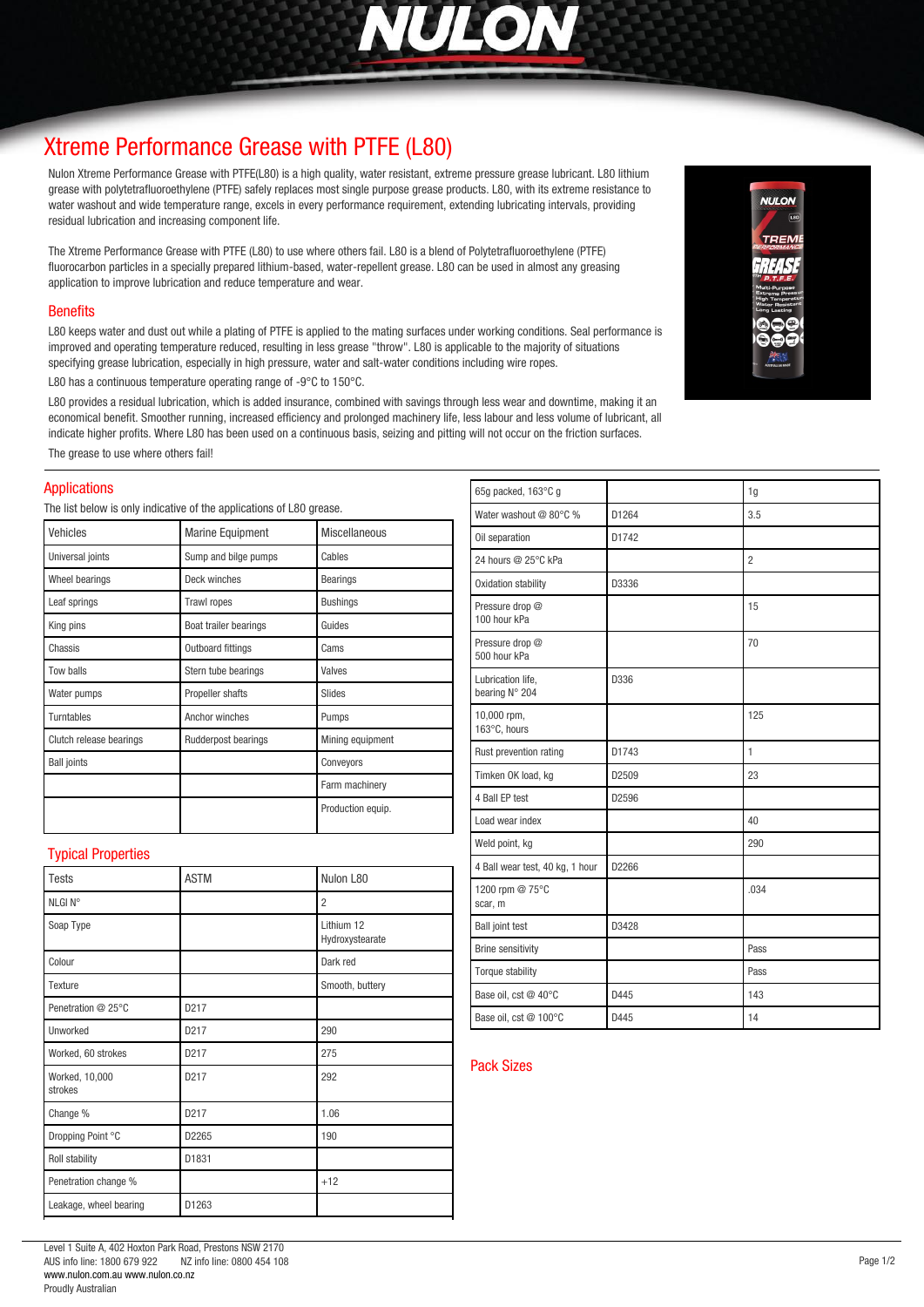# Xtreme Performance Grease with PTFE (L80)

Nulon Xtreme Performance Grease with PTFE(L80) is a high quality, water resistant, extreme pressure grease lubricant. L80 lithium grease with polytetrafluoroethylene (PTFE) safely replaces most single purpose grease products. L80, with its extreme resistance to water washout and wide temperature range, excels in every performance requirement, extending lubricating intervals, providing residual lubrication and increasing component life.

The Xtreme Performance Grease with PTFE (L80) to use where others fail. L80 is a blend of Polytetrafluoroethylene (PTFE) fluorocarbon particles in a specially prepared lithium-based, water-repellent grease. L80 can be used in almost any greasing application to improve lubrication and reduce temperature and wear.

## Benefits

L80 keeps water and dust out while a plating of PTFE is applied to the mating surfaces under working conditions. Seal performance is improved and operating temperature reduced, resulting in less grease "throw". L80 is applicable to the majority of situations specifying grease lubrication, especially in high pressure, water and salt-water conditions including wire ropes.

L80 has a continuous temperature operating range of -9°C to 150°C.

L80 provides a residual lubrication, which is added insurance, combined with savings through less wear and downtime, making it an economical benefit. Smoother running, increased efficiency and prolonged machinery life, less labour and less volume of lubricant, all indicate higher profits. Where L80 has been used on a continuous basis, seizing and pitting will not occur on the friction surfaces.

The grease to use where others fail!

## Applications

The list below is only indicative of the applications of L80 grease.

| Vehicles | Marine Equipment | Miscellaneous |
|---|---|---|
| Universal joints | Sump and bilge pumps | Cables |
| Wheel bearings | Deck winches | Bearings |
| Leaf springs | Trawl ropes | Bushings |
| King pins | Boat trailer bearings | Guides |
| Chassis | Outboard fittings | Cams |
| Tow balls | Stern tube bearings | Valves |
| Water pumps | Propeller shafts | Slides |
| Turntables | Anchor winches | Pumps |
| Clutch release bearings | Rudderpost bearings | Mining equipment |
| Ball joints | | Conveyors |
| | | Farm machinery |
| | | Production equip. |

## Typical Properties

| Tests | ASTM | Nulon L80 |
|---|---|---|
| NLGI N° | | 2 |
| Soap Type | | Lithium 12 Hydroxystearate |
| Colour | | Dark red |
| Texture | | Smooth, buttery |
| Penetration @ 25°C | D217 | |
| Unworked | D217 | 290 |
| Worked, 60 strokes | D217 | 275 |
| Worked, 10,000 strokes | D217 | 292 |
| Change % | D217 | 1.06 |
| Dropping Point °C | D2265 | 190 |
| Roll stability | D1831 | |
| Penetration change % | | +12 |
| Leakage, wheel bearing | D1263 | |
| 65g packed, 163°C g | | 1g |
| Water washout @ 80°C % | D1264 | 3.5 |
| Oil separation | D1742 | |
| 24 hours @ 25°C kPa | | 2 |
| Oxidation stability | D3336 | |
| Pressure drop @ 100 hour kPa | | 15 |
| Pressure drop @ 500 hour kPa | | 70 |
| Lubrication life, bearing N° 204 | D336 | |
| 10,000 rpm, 163°C, hours | | 125 |
| Rust prevention rating | D1743 | 1 |
| Timken OK load, kg | D2509 | 23 |
| 4 Ball EP test | D2596 | |
| Load wear index | | 40 |
| Weld point, kg | | 290 |
| 4 Ball wear test, 40 kg, 1 hour | D2266 | |
| 1200 rpm @ 75°C scar, m | | .034 |
| Ball joint test | D3428 | |
| Brine sensitivity | | Pass |
| Torque stability | | Pass |
| Base oil, cst @ 40°C | D445 | 143 |
| Base oil, cst @ 100°C | D445 | 14 |

## Pack Sizes

Level 1 Suite A, 402 Hoxton Park Road, Prestons NSW 2170
AUS info line: 1800 679 922 NZ info line: 0800 454 108
www.nulon.com.au www.nulon.co.nz
Proudly Australian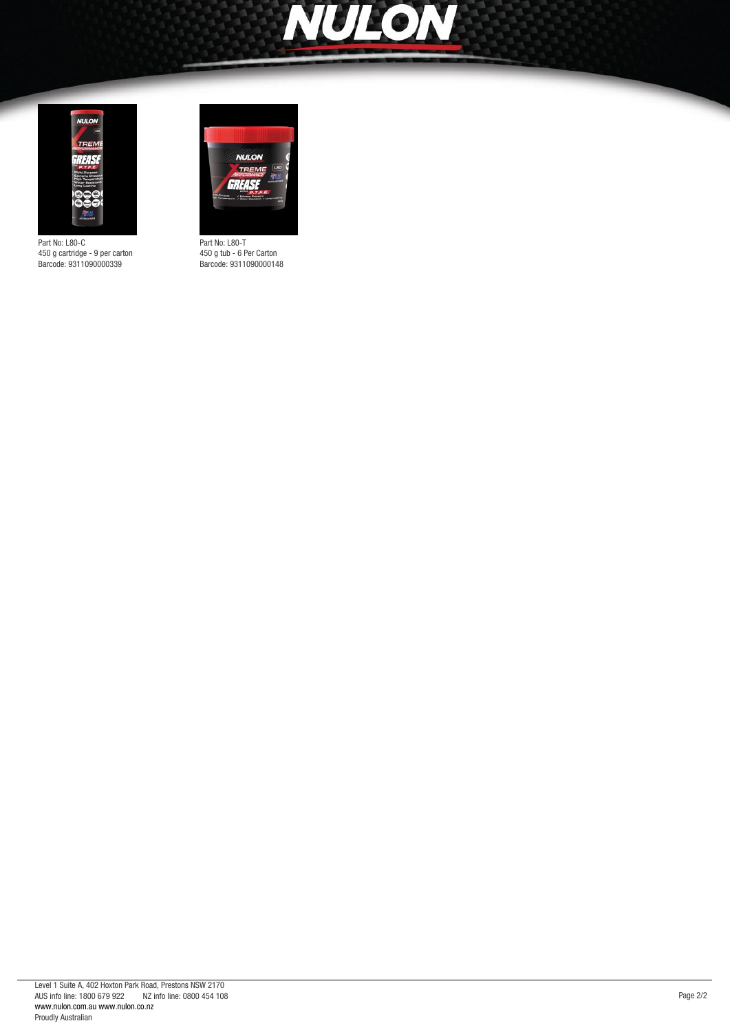Part No: L80-C
450 g cartridge - 9 per carton
Barcode: 9311090000339

Part No: L80-T
450 g tub - 6 Per Carton
Barcode: 9311090000148

Level 1 Suite A, 402 Hoxton Park Road, Prestons NSW 2170
AUS info line: 1800 679 922    NZ info line: 0800 454 108
www.nulon.com.au www.nulon.co.nz
Proudly Australian